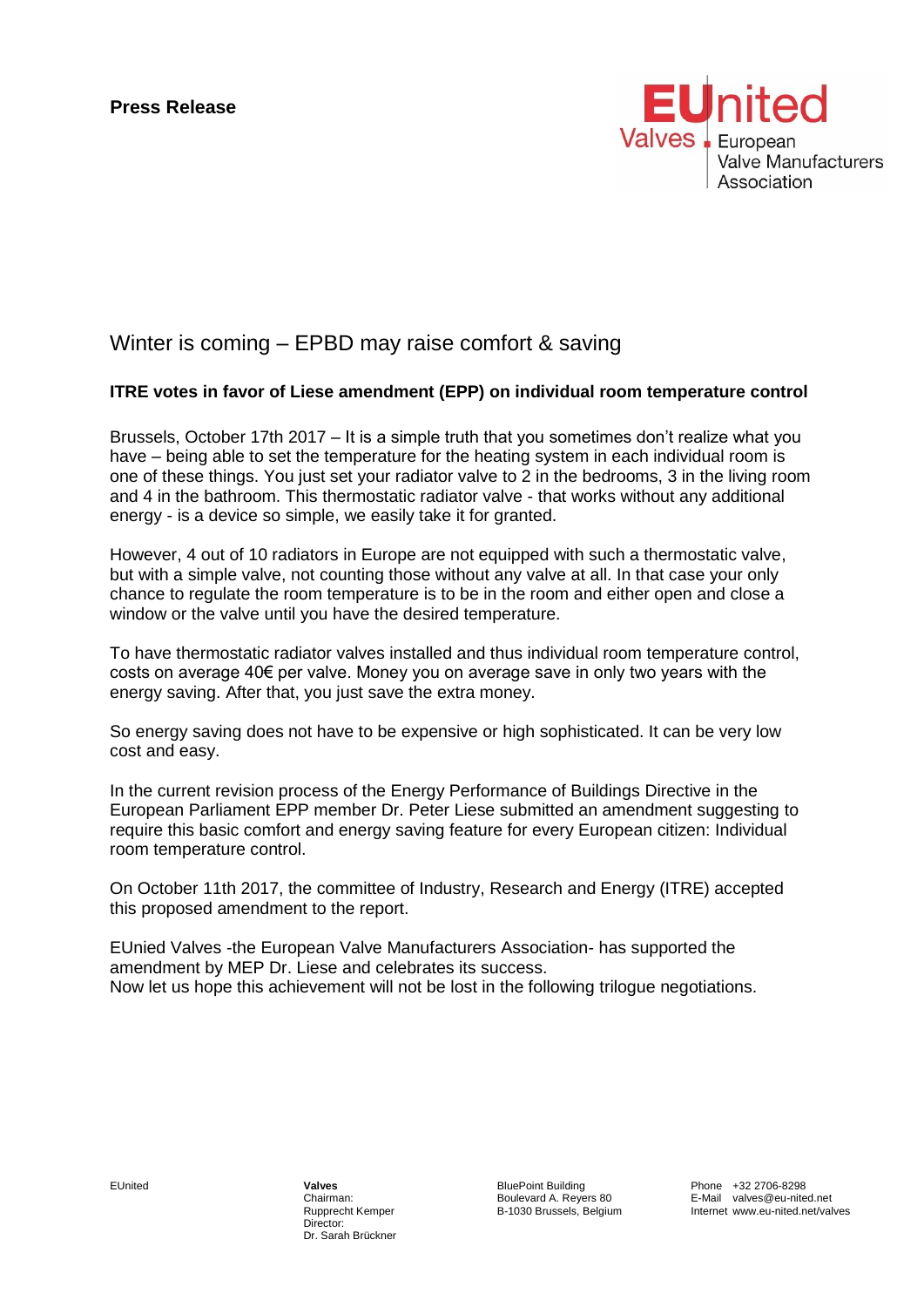**Press Release**

EUnited Valves – European Valve Manufacturers Association

# Winter is coming – EPBD may raise comfort & saving

**ITRE votes in favor of Liese amendment (EPP) on individual room temperature control**

Brussels, October 17th 2017 – It is a simple truth that you sometimes don't realize what you have – being able to set the temperature for the heating system in each individual room is one of these things. You just set your radiator valve to 2 in the bedrooms, 3 in the living room and 4 in the bathroom. This thermostatic radiator valve - that works without any additional energy - is a device so simple, we easily take it for granted.

However, 4 out of 10 radiators in Europe are not equipped with such a thermostatic valve, but with a simple valve, not counting those without any valve at all. In that case your only chance to regulate the room temperature is to be in the room and either open and close a window or the valve until you have the desired temperature.

To have thermostatic radiator valves installed and thus individual room temperature control, costs on average 40€ per valve. Money you on average save in only two years with the energy saving. After that, you just save the extra money.

So energy saving does not have to be expensive or high sophisticated. It can be very low cost and easy.

In the current revision process of the Energy Performance of Buildings Directive in the European Parliament EPP member Dr. Peter Liese submitted an amendment suggesting to require this basic comfort and energy saving feature for every European citizen: Individual room temperature control.

On October 11th 2017, the committee of Industry, Research and Energy (ITRE) accepted this proposed amendment to the report.

EUnied Valves -the European Valve Manufacturers Association- has supported the amendment by MEP Dr. Liese and celebrates its success.
Now let us hope this achievement will not be lost in the following trilogue negotiations.

EUnited | **Valves** Chairman: Rupprecht Kemper Director: Dr. Sarah Brückner | BluePoint Building Boulevard A. Reyers 80 B-1030 Brussels, Belgium | Phone +32 2706-8298 E-Mail valves@eu-nited.net Internet www.eu-nited.net/valves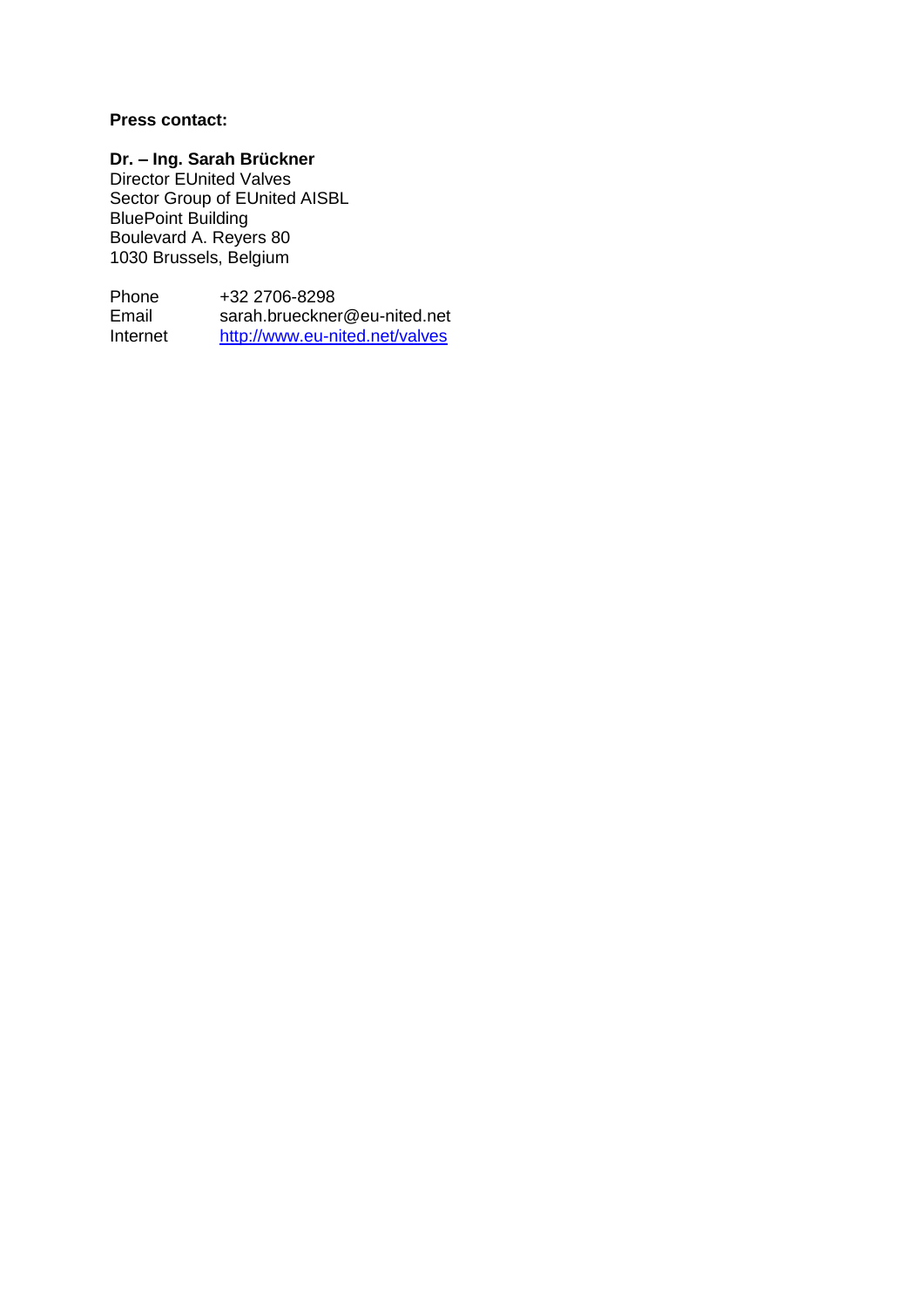**Press contact:**

**Dr. – Ing. Sarah Brückner**
Director EUnited Valves
Sector Group of EUnited AISBL
BluePoint Building
Boulevard A. Reyers 80
1030 Brussels, Belgium

| | |
|---|---|
| Phone | +32 2706-8298 |
| Email | sarah.brueckner@eu-nited.net |
| Internet | http://www.eu-nited.net/valves |